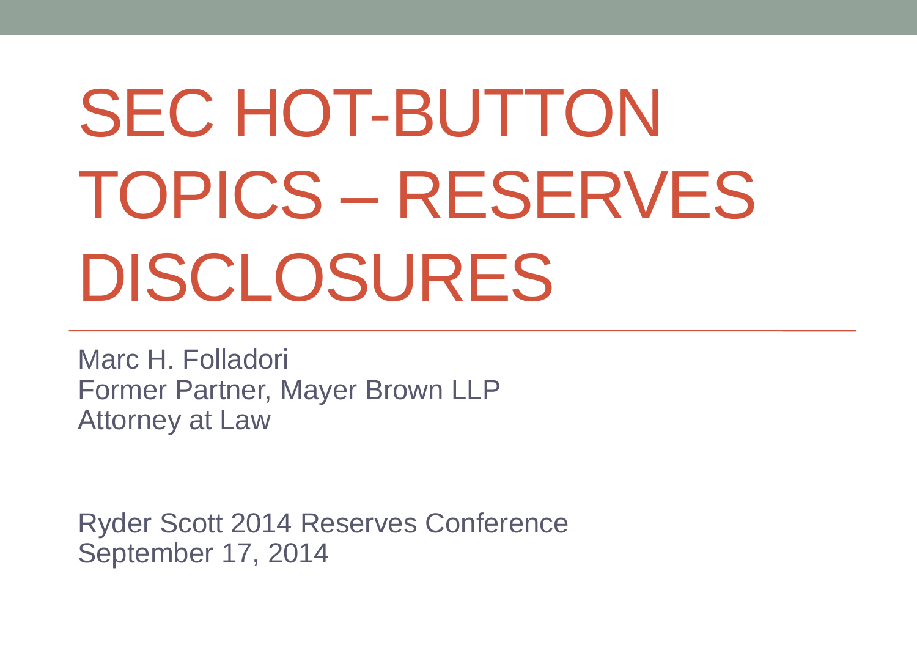# SEC HOT-BUTTON TOPICS – RESERVES DISCLOSURES

Marc H. Folladori
Former Partner, Mayer Brown LLP
Attorney at Law

Ryder Scott 2014 Reserves Conference
September 17, 2014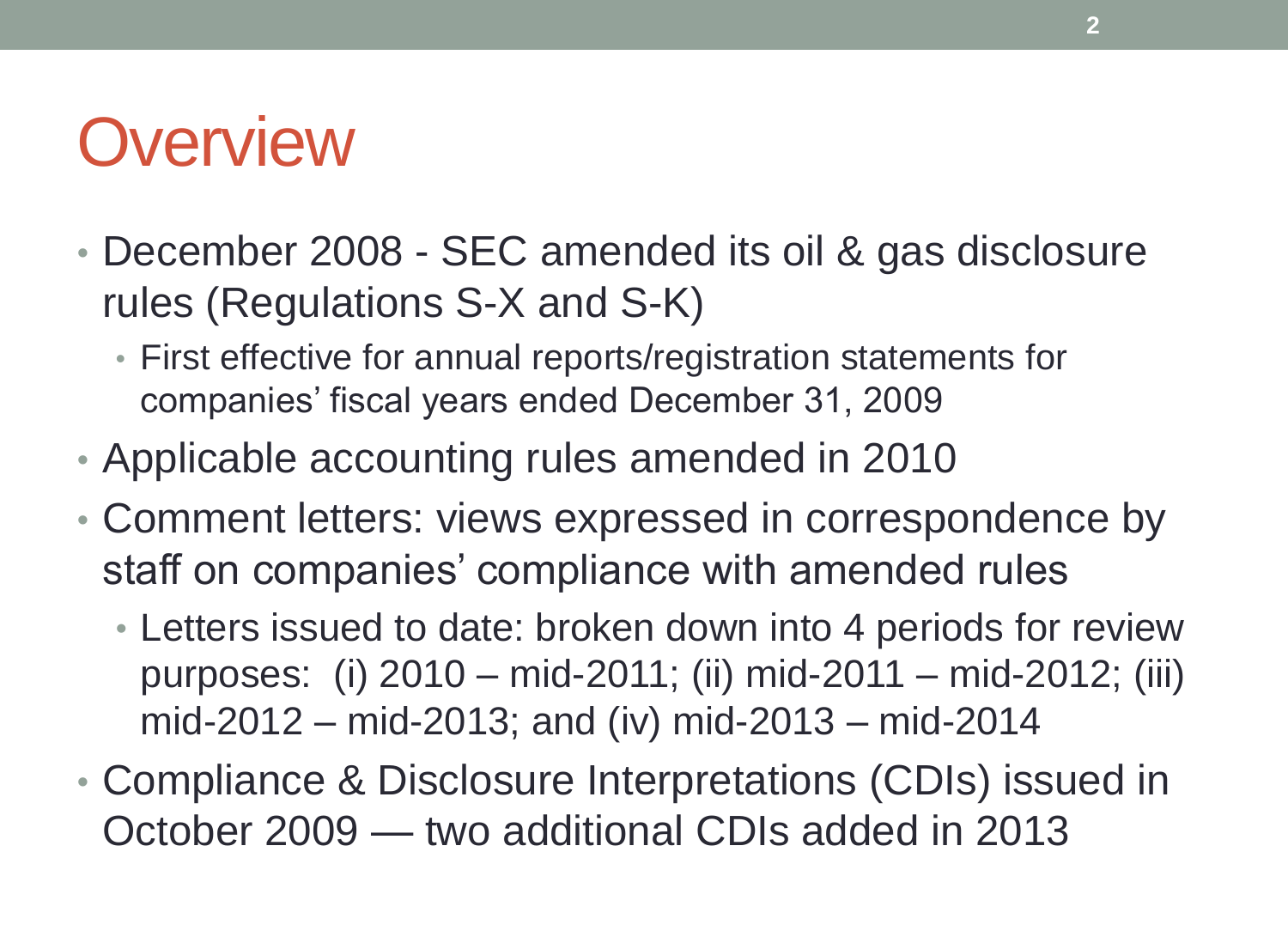# Overview

- December 2008 - SEC amended its oil & gas disclosure rules (Regulations S-X and S-K)
  - First effective for annual reports/registration statements for companies' fiscal years ended December 31, 2009
- Applicable accounting rules amended in 2010
- Comment letters: views expressed in correspondence by staff on companies' compliance with amended rules
  - Letters issued to date: broken down into 4 periods for review purposes: (i) 2010 – mid-2011; (ii) mid-2011 – mid-2012; (iii) mid-2012 – mid-2013; and (iv) mid-2013 – mid-2014
- Compliance & Disclosure Interpretations (CDIs) issued in October 2009 — two additional CDIs added in 2013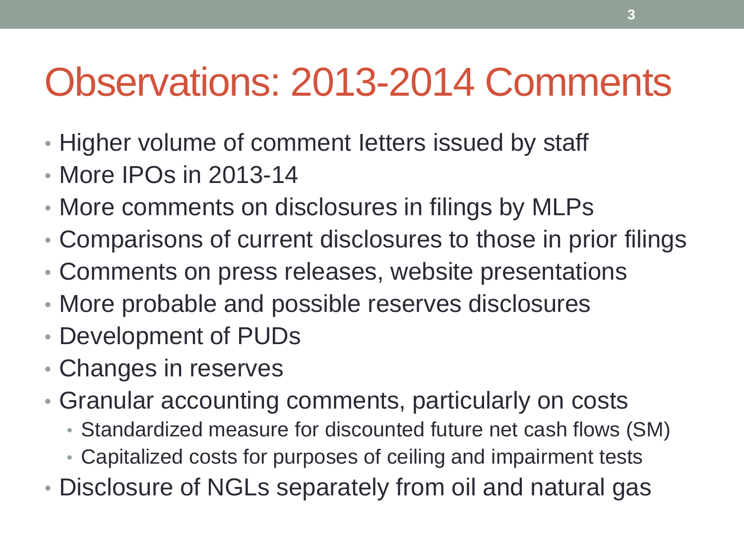# Observations: 2013-2014 Comments

- Higher volume of comment letters issued by staff
- More IPOs in 2013-14
- More comments on disclosures in filings by MLPs
- Comparisons of current disclosures to those in prior filings
- Comments on press releases, website presentations
- More probable and possible reserves disclosures
- Development of PUDs
- Changes in reserves
- Granular accounting comments, particularly on costs
  - Standardized measure for discounted future net cash flows (SM)
  - Capitalized costs for purposes of ceiling and impairment tests
- Disclosure of NGLs separately from oil and natural gas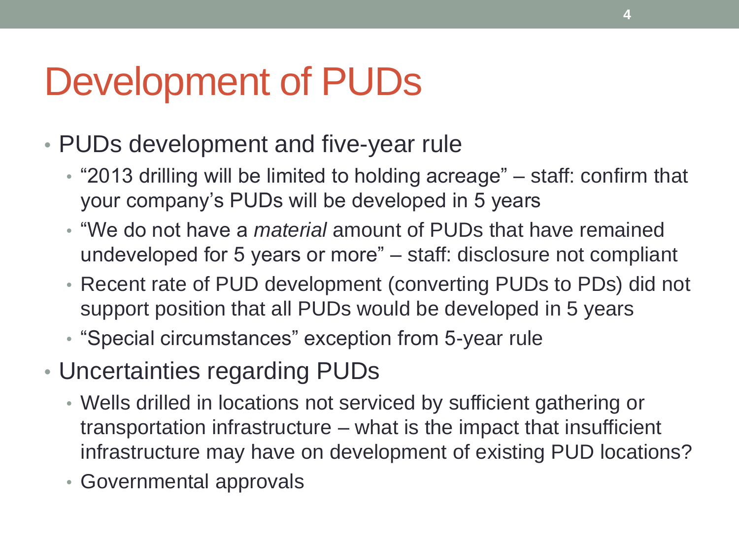# Development of PUDs

- PUDs development and five-year rule
  - "2013 drilling will be limited to holding acreage" – staff: confirm that your company's PUDs will be developed in 5 years
  - "We do not have a *material* amount of PUDs that have remained undeveloped for 5 years or more" – staff: disclosure not compliant
  - Recent rate of PUD development (converting PUDs to PDs) did not support position that all PUDs would be developed in 5 years
  - "Special circumstances" exception from 5-year rule
- Uncertainties regarding PUDs
  - Wells drilled in locations not serviced by sufficient gathering or transportation infrastructure – what is the impact that insufficient infrastructure may have on development of existing PUD locations?
  - Governmental approvals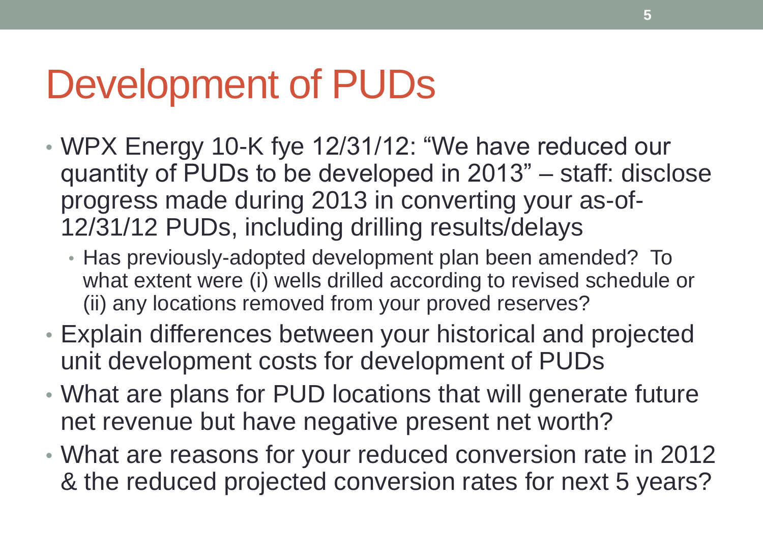# Development of PUDs

- WPX Energy 10-K fye 12/31/12: "We have reduced our quantity of PUDs to be developed in 2013" – staff: disclose progress made during 2013 in converting your as-of-12/31/12 PUDs, including drilling results/delays
  - Has previously-adopted development plan been amended? To what extent were (i) wells drilled according to revised schedule or (ii) any locations removed from your proved reserves?
- Explain differences between your historical and projected unit development costs for development of PUDs
- What are plans for PUD locations that will generate future net revenue but have negative present net worth?
- What are reasons for your reduced conversion rate in 2012 & the reduced projected conversion rates for next 5 years?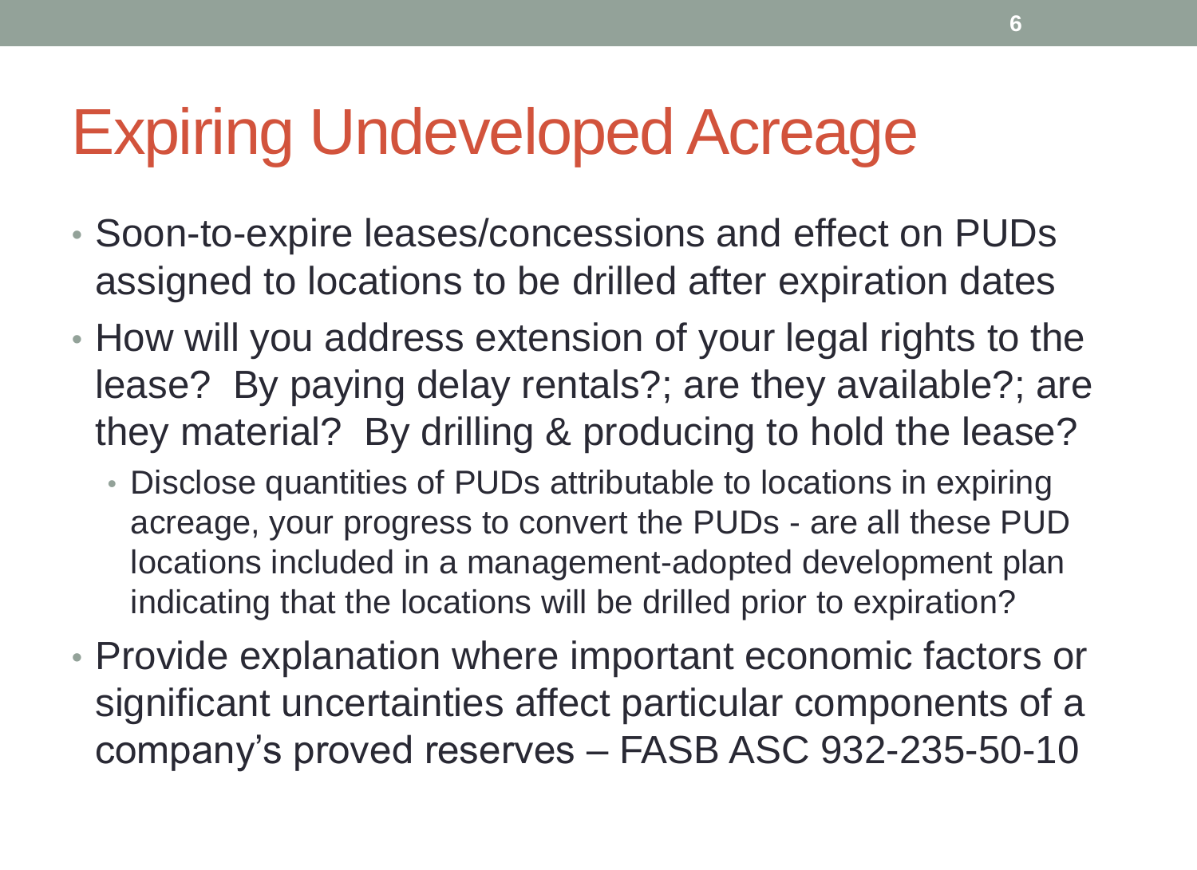# Expiring Undeveloped Acreage

- Soon-to-expire leases/concessions and effect on PUDs assigned to locations to be drilled after expiration dates
- How will you address extension of your legal rights to the lease? By paying delay rentals?; are they available?; are they material? By drilling & producing to hold the lease?
  - Disclose quantities of PUDs attributable to locations in expiring acreage, your progress to convert the PUDs - are all these PUD locations included in a management-adopted development plan indicating that the locations will be drilled prior to expiration?
- Provide explanation where important economic factors or significant uncertainties affect particular components of a company's proved reserves – FASB ASC 932-235-50-10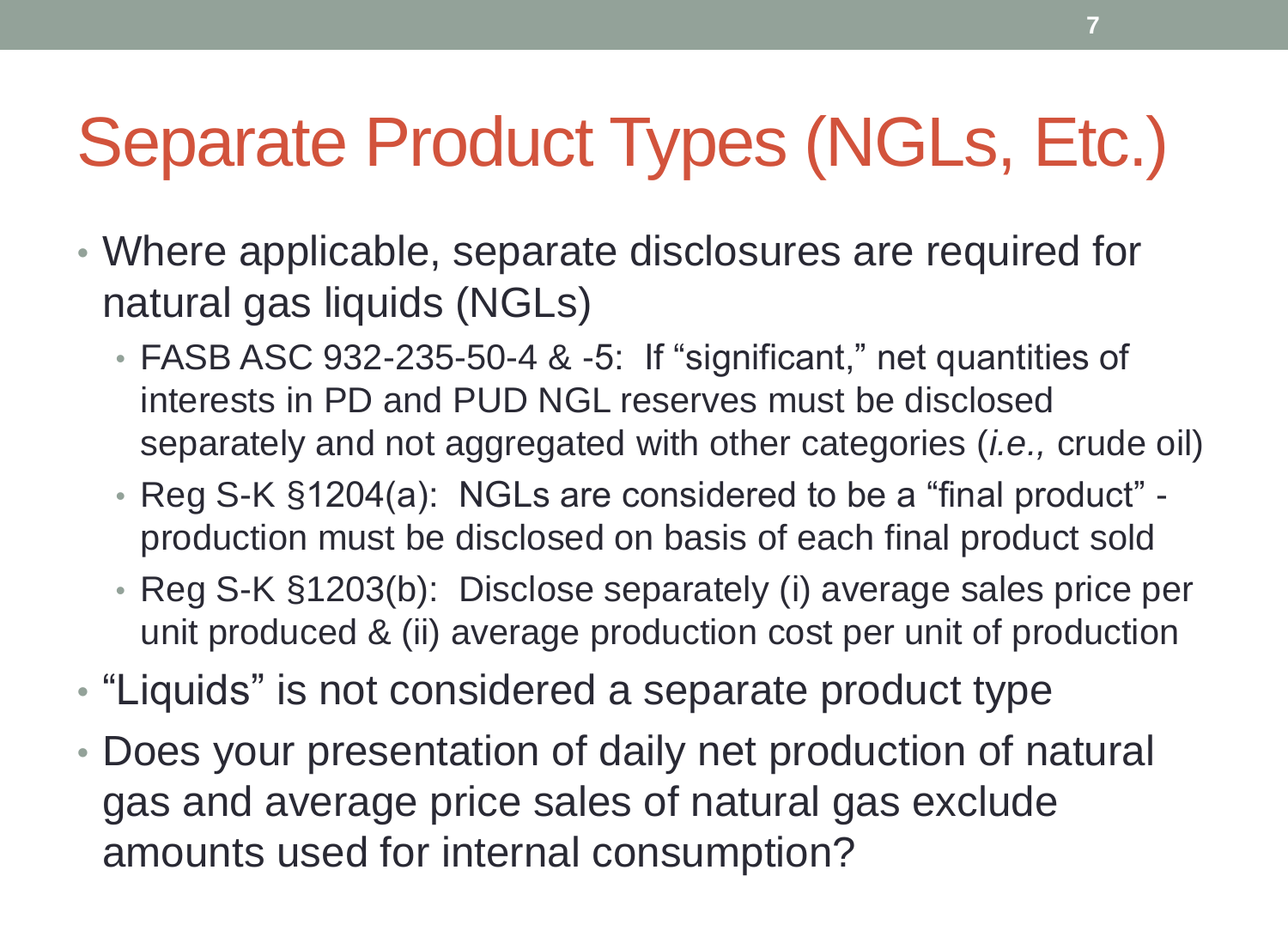# Separate Product Types (NGLs, Etc.)

- Where applicable, separate disclosures are required for natural gas liquids (NGLs)
  - FASB ASC 932-235-50-4 & -5: If "significant," net quantities of interests in PD and PUD NGL reserves must be disclosed separately and not aggregated with other categories (*i.e.,* crude oil)
  - Reg S-K §1204(a): NGLs are considered to be a "final product" - production must be disclosed on basis of each final product sold
  - Reg S-K §1203(b): Disclose separately (i) average sales price per unit produced & (ii) average production cost per unit of production
- "Liquids" is not considered a separate product type
- Does your presentation of daily net production of natural gas and average price sales of natural gas exclude amounts used for internal consumption?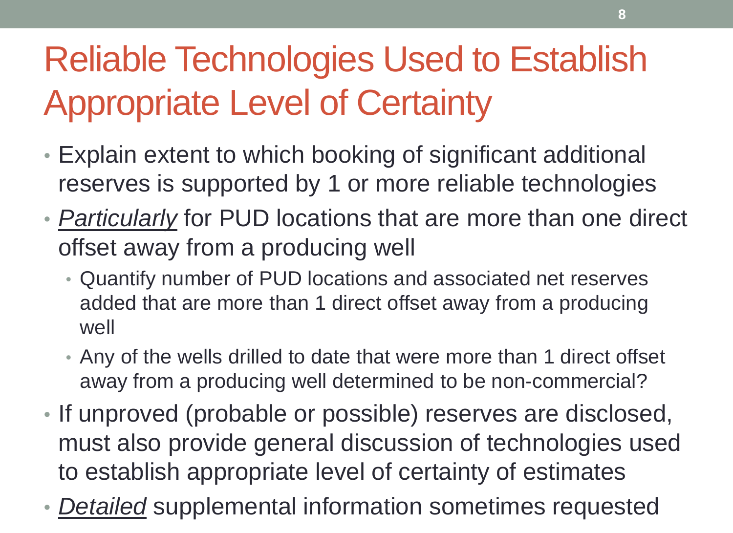# Reliable Technologies Used to Establish Appropriate Level of Certainty

- Explain extent to which booking of significant additional reserves is supported by 1 or more reliable technologies
- *Particularly* for PUD locations that are more than one direct offset away from a producing well
  - Quantify number of PUD locations and associated net reserves added that are more than 1 direct offset away from a producing well
  - Any of the wells drilled to date that were more than 1 direct offset away from a producing well determined to be non-commercial?
- If unproved (probable or possible) reserves are disclosed, must also provide general discussion of technologies used to establish appropriate level of certainty of estimates
- *Detailed* supplemental information sometimes requested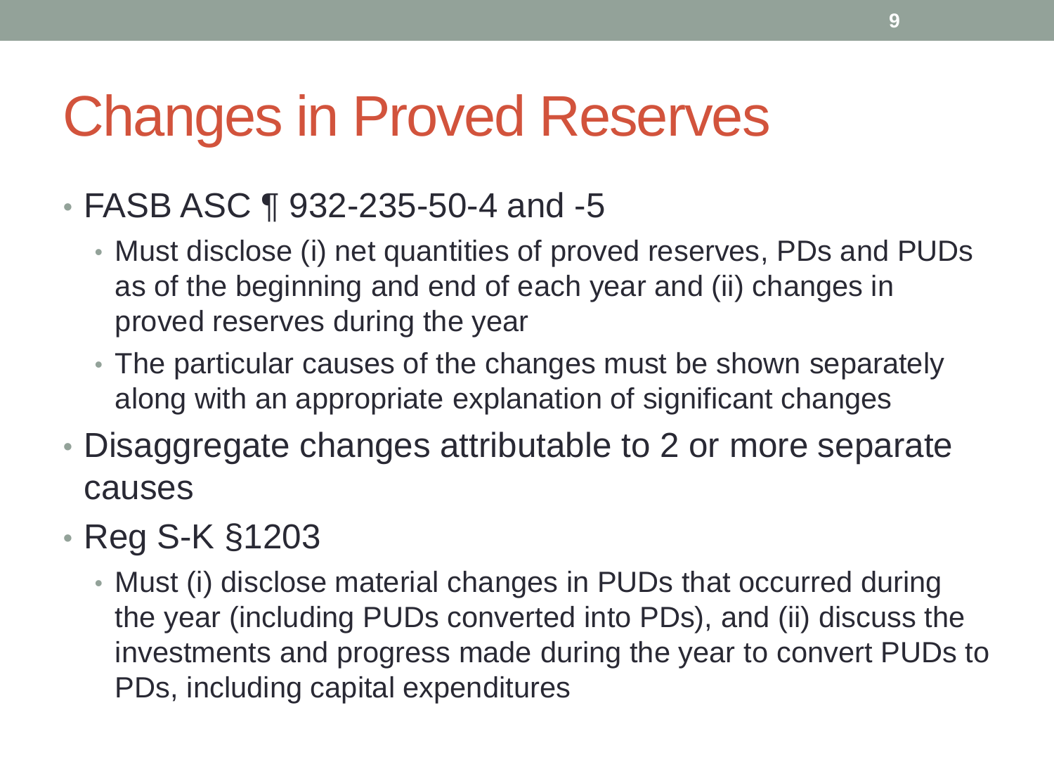# Changes in Proved Reserves

- FASB ASC ¶ 932-235-50-4 and -5
  - Must disclose (i) net quantities of proved reserves, PDs and PUDs as of the beginning and end of each year and (ii) changes in proved reserves during the year
  - The particular causes of the changes must be shown separately along with an appropriate explanation of significant changes
- Disaggregate changes attributable to 2 or more separate causes
- Reg S-K §1203
  - Must (i) disclose material changes in PUDs that occurred during the year (including PUDs converted into PDs), and (ii) discuss the investments and progress made during the year to convert PUDs to PDs, including capital expenditures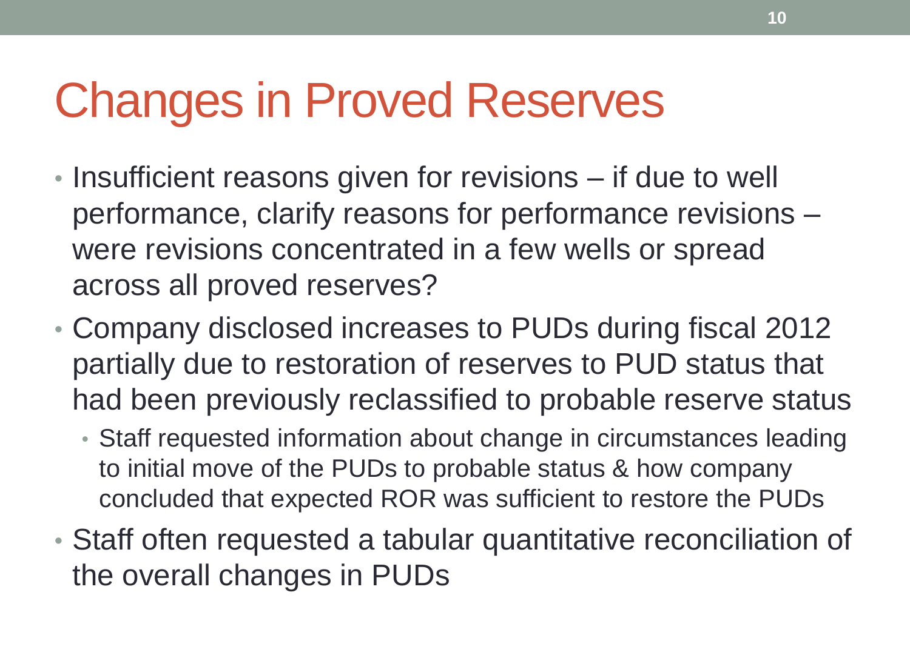# Changes in Proved Reserves

- Insufficient reasons given for revisions – if due to well performance, clarify reasons for performance revisions – were revisions concentrated in a few wells or spread across all proved reserves?
- Company disclosed increases to PUDs during fiscal 2012 partially due to restoration of reserves to PUD status that had been previously reclassified to probable reserve status
  - Staff requested information about change in circumstances leading to initial move of the PUDs to probable status & how company concluded that expected ROR was sufficient to restore the PUDs
- Staff often requested a tabular quantitative reconciliation of the overall changes in PUDs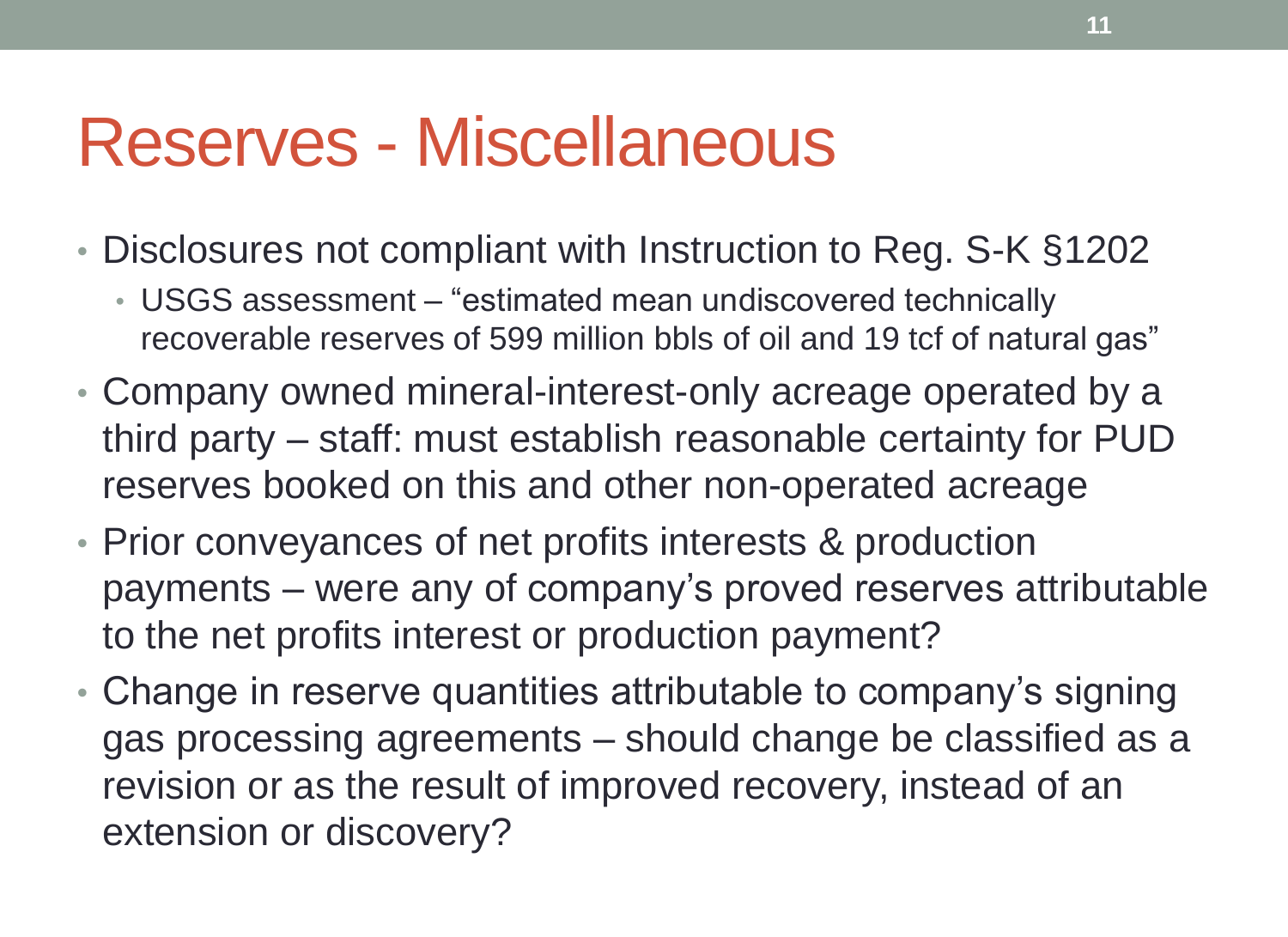# Reserves - Miscellaneous

- Disclosures not compliant with Instruction to Reg. S-K §1202
  - USGS assessment – "estimated mean undiscovered technically recoverable reserves of 599 million bbls of oil and 19 tcf of natural gas"
- Company owned mineral-interest-only acreage operated by a third party – staff: must establish reasonable certainty for PUD reserves booked on this and other non-operated acreage
- Prior conveyances of net profits interests & production payments – were any of company's proved reserves attributable to the net profits interest or production payment?
- Change in reserve quantities attributable to company's signing gas processing agreements – should change be classified as a revision or as the result of improved recovery, instead of an extension or discovery?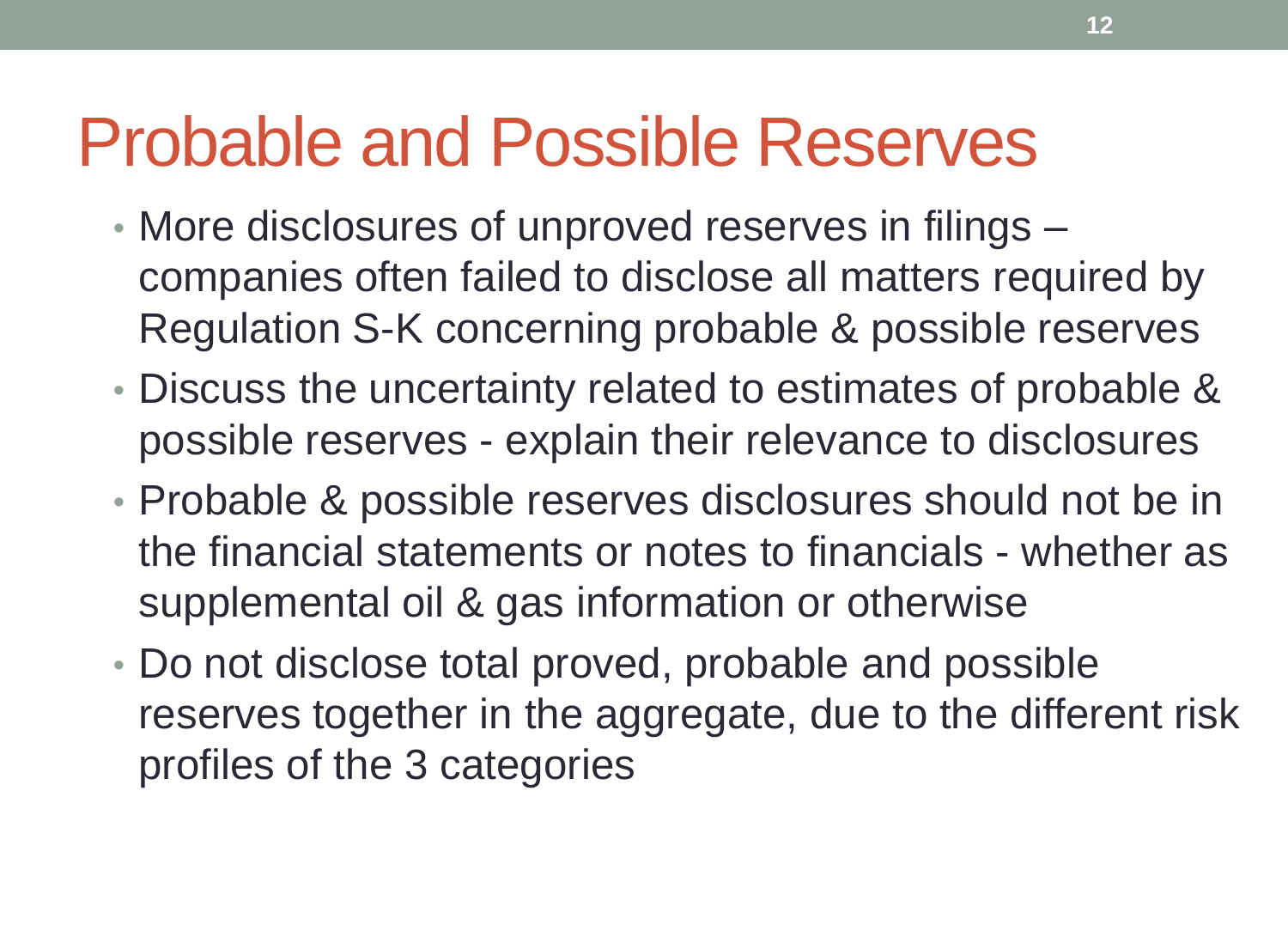# Probable and Possible Reserves

- More disclosures of unproved reserves in filings – companies often failed to disclose all matters required by Regulation S-K concerning probable & possible reserves
- Discuss the uncertainty related to estimates of probable & possible reserves - explain their relevance to disclosures
- Probable & possible reserves disclosures should not be in the financial statements or notes to financials - whether as supplemental oil & gas information or otherwise
- Do not disclose total proved, probable and possible reserves together in the aggregate, due to the different risk profiles of the 3 categories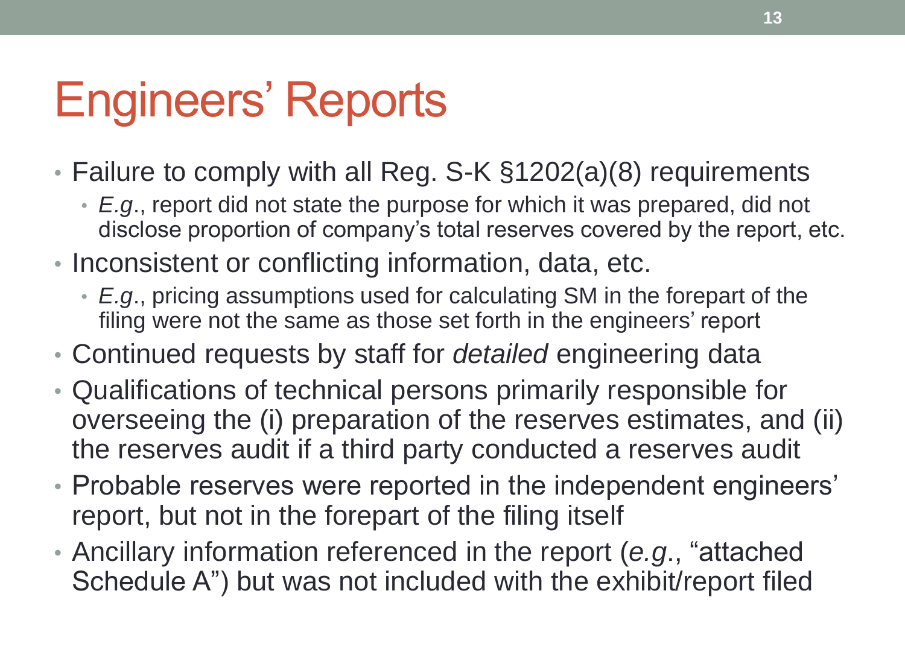# Engineers' Reports

- Failure to comply with all Reg. S-K §1202(a)(8) requirements
  - *E.g*., report did not state the purpose for which it was prepared, did not disclose proportion of company's total reserves covered by the report, etc.
- Inconsistent or conflicting information, data, etc.
  - *E.g*., pricing assumptions used for calculating SM in the forepart of the filing were not the same as those set forth in the engineers' report
- Continued requests by staff for *detailed* engineering data
- Qualifications of technical persons primarily responsible for overseeing the (i) preparation of the reserves estimates, and (ii) the reserves audit if a third party conducted a reserves audit
- Probable reserves were reported in the independent engineers' report, but not in the forepart of the filing itself
- Ancillary information referenced in the report (*e.g*., "attached Schedule A") but was not included with the exhibit/report filed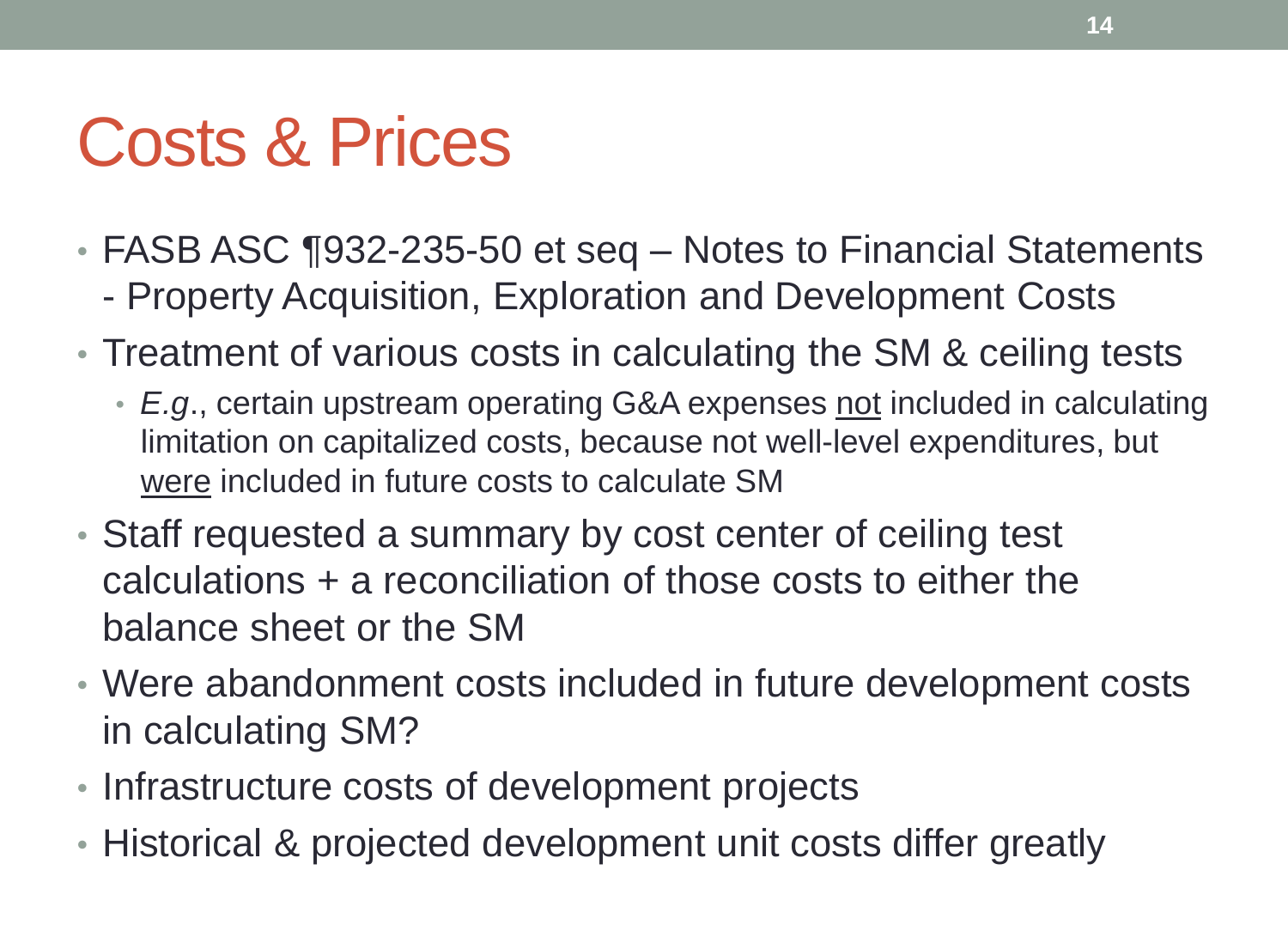# Costs & Prices

- FASB ASC ¶932-235-50 et seq – Notes to Financial Statements - Property Acquisition, Exploration and Development Costs
- Treatment of various costs in calculating the SM & ceiling tests
  - *E.g*., certain upstream operating G&A expenses <u>not</u> included in calculating limitation on capitalized costs, because not well-level expenditures, but <u>were</u> included in future costs to calculate SM
- Staff requested a summary by cost center of ceiling test calculations + a reconciliation of those costs to either the balance sheet or the SM
- Were abandonment costs included in future development costs in calculating SM?
- Infrastructure costs of development projects
- Historical & projected development unit costs differ greatly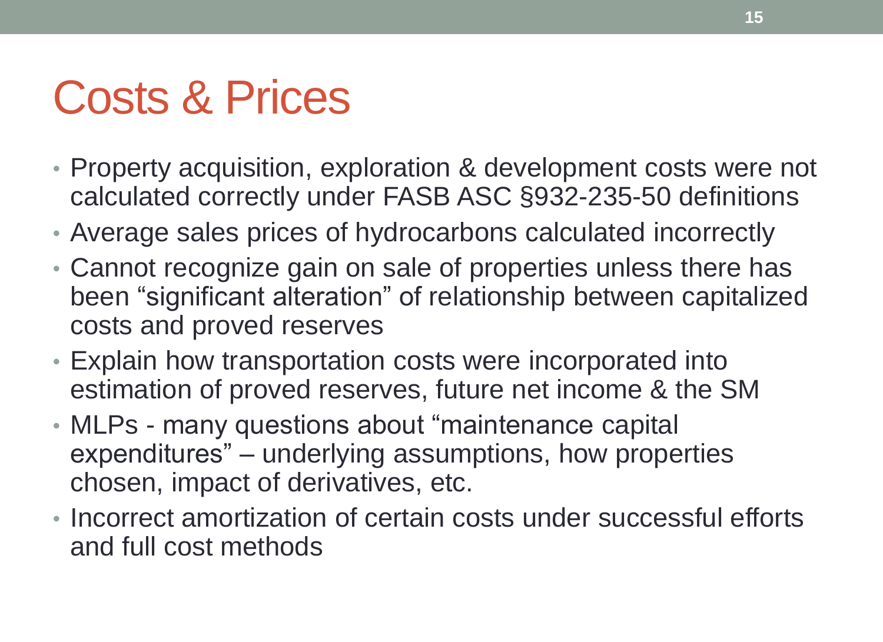# Costs & Prices

- Property acquisition, exploration & development costs were not calculated correctly under FASB ASC §932-235-50 definitions
- Average sales prices of hydrocarbons calculated incorrectly
- Cannot recognize gain on sale of properties unless there has been "significant alteration" of relationship between capitalized costs and proved reserves
- Explain how transportation costs were incorporated into estimation of proved reserves, future net income & the SM
- MLPs - many questions about "maintenance capital expenditures" – underlying assumptions, how properties chosen, impact of derivatives, etc.
- Incorrect amortization of certain costs under successful efforts and full cost methods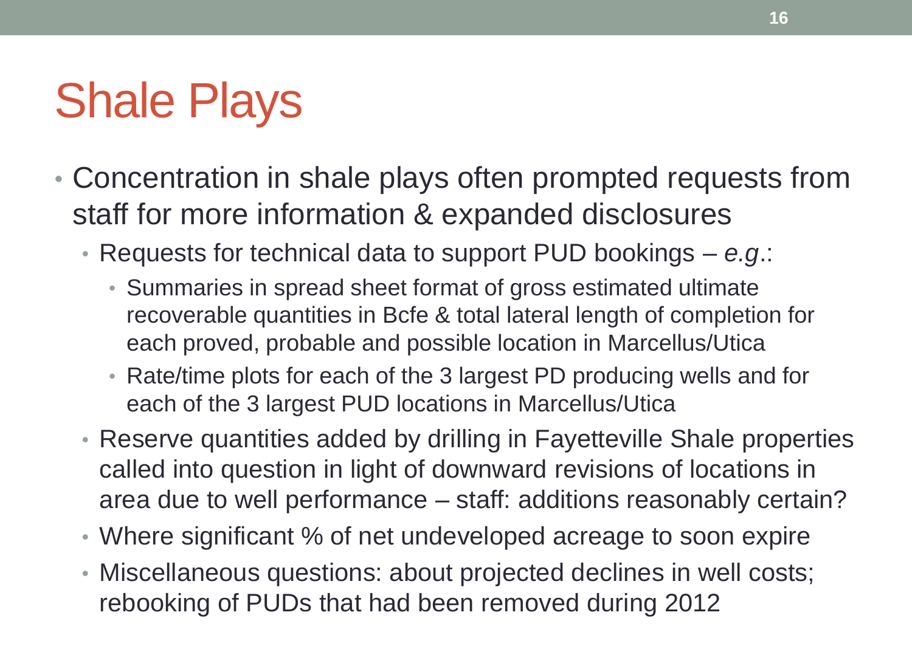# Shale Plays

- Concentration in shale plays often prompted requests from staff for more information & expanded disclosures
  - Requests for technical data to support PUD bookings – *e.g*.:
    - Summaries in spread sheet format of gross estimated ultimate recoverable quantities in Bcfe & total lateral length of completion for each proved, probable and possible location in Marcellus/Utica
    - Rate/time plots for each of the 3 largest PD producing wells and for each of the 3 largest PUD locations in Marcellus/Utica
  - Reserve quantities added by drilling in Fayetteville Shale properties called into question in light of downward revisions of locations in area due to well performance – staff: additions reasonably certain?
  - Where significant % of net undeveloped acreage to soon expire
  - Miscellaneous questions: about projected declines in well costs; rebooking of PUDs that had been removed during 2012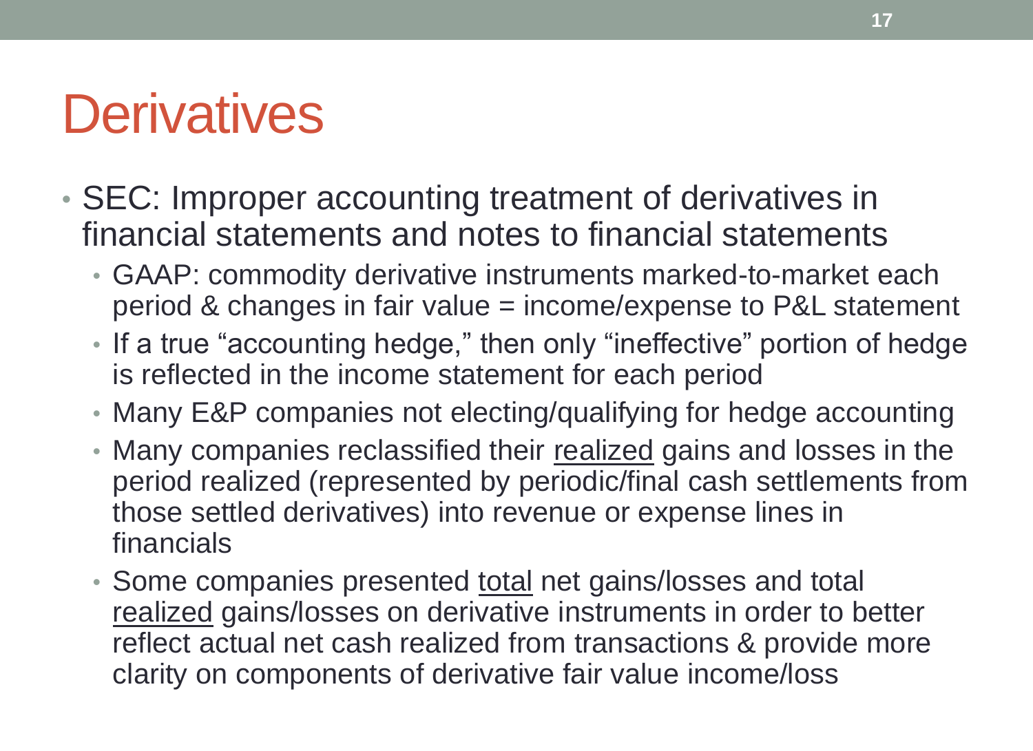# Derivatives

- SEC: Improper accounting treatment of derivatives in financial statements and notes to financial statements
  - GAAP: commodity derivative instruments marked-to-market each period & changes in fair value = income/expense to P&L statement
  - If a true "accounting hedge," then only "ineffective" portion of hedge is reflected in the income statement for each period
  - Many E&P companies not electing/qualifying for hedge accounting
  - Many companies reclassified their <u>realized</u> gains and losses in the period realized (represented by periodic/final cash settlements from those settled derivatives) into revenue or expense lines in financials
  - Some companies presented <u>total</u> net gains/losses and total <u>realized</u> gains/losses on derivative instruments in order to better reflect actual net cash realized from transactions & provide more clarity on components of derivative fair value income/loss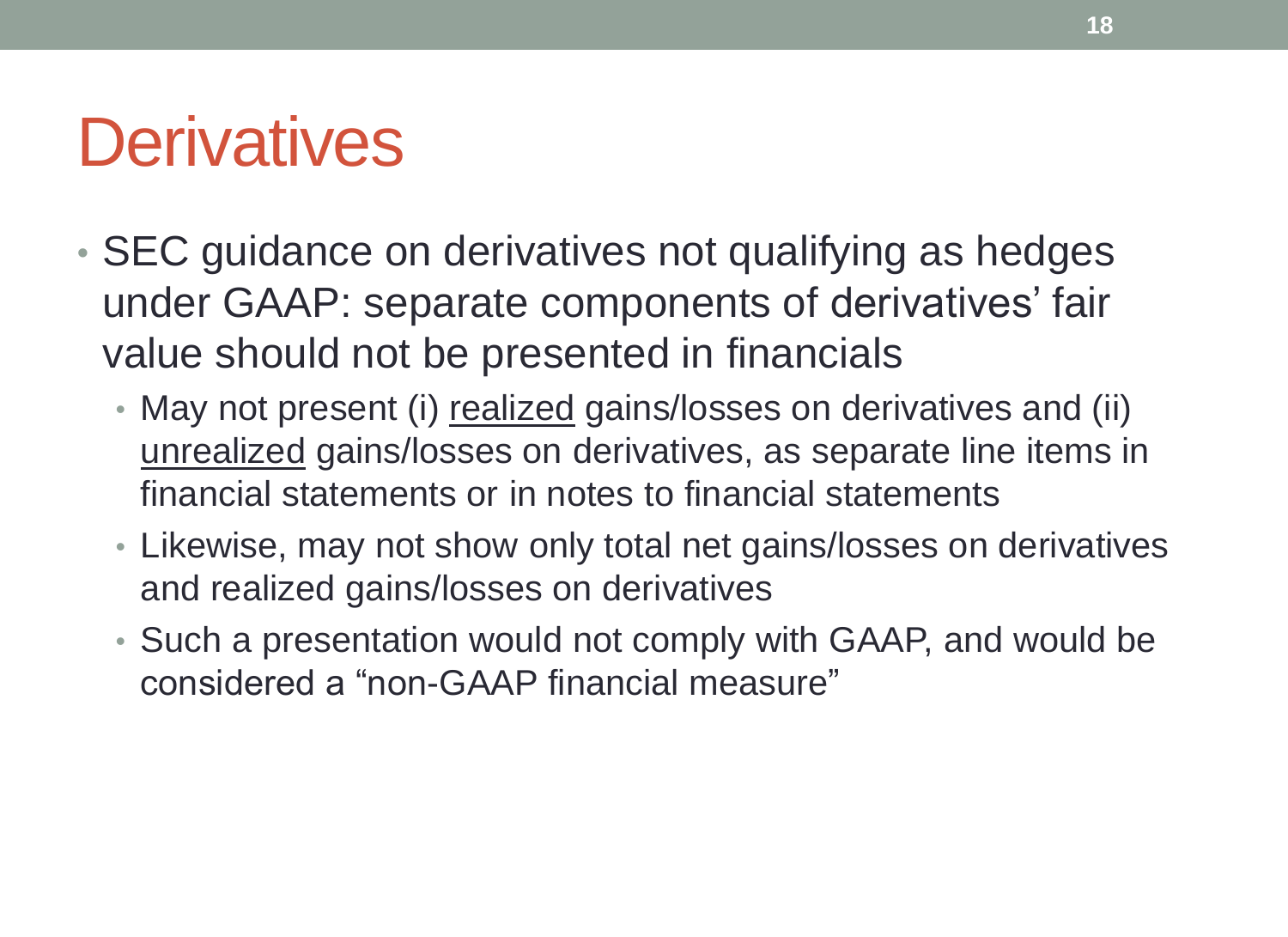# Derivatives

- SEC guidance on derivatives not qualifying as hedges under GAAP: separate components of derivatives' fair value should not be presented in financials
  - May not present (i) <u>realized</u> gains/losses on derivatives and (ii) <u>unrealized</u> gains/losses on derivatives, as separate line items in financial statements or in notes to financial statements
  - Likewise, may not show only total net gains/losses on derivatives and realized gains/losses on derivatives
  - Such a presentation would not comply with GAAP, and would be considered a "non-GAAP financial measure"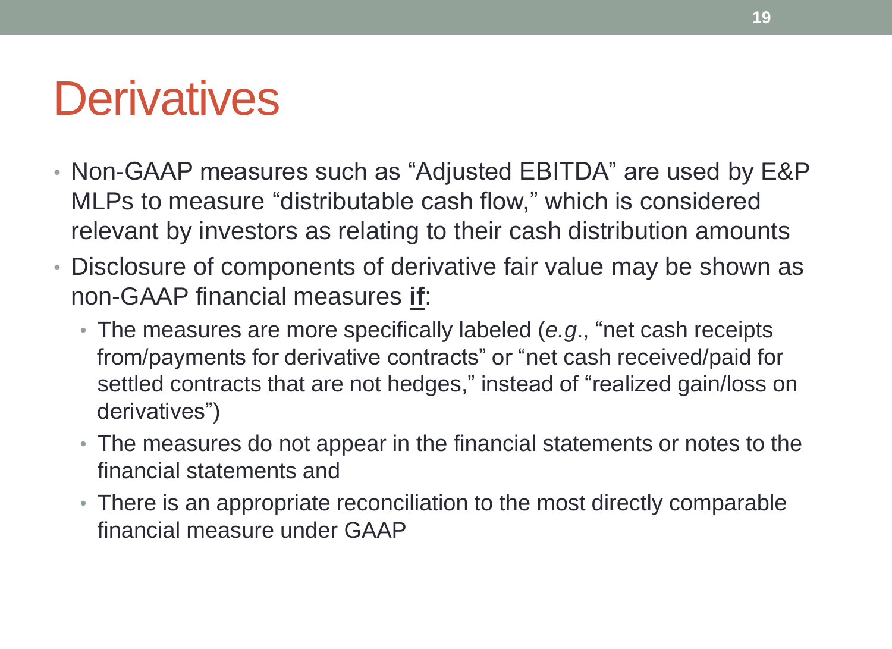# Derivatives

- Non-GAAP measures such as “Adjusted EBITDA” are used by E&P MLPs to measure “distributable cash flow,” which is considered relevant by investors as relating to their cash distribution amounts
- Disclosure of components of derivative fair value may be shown as non-GAAP financial measures **if**:
  - The measures are more specifically labeled (*e.g*., “net cash receipts from/payments for derivative contracts” or “net cash received/paid for settled contracts that are not hedges,” instead of “realized gain/loss on derivatives”)
  - The measures do not appear in the financial statements or notes to the financial statements and
  - There is an appropriate reconciliation to the most directly comparable financial measure under GAAP